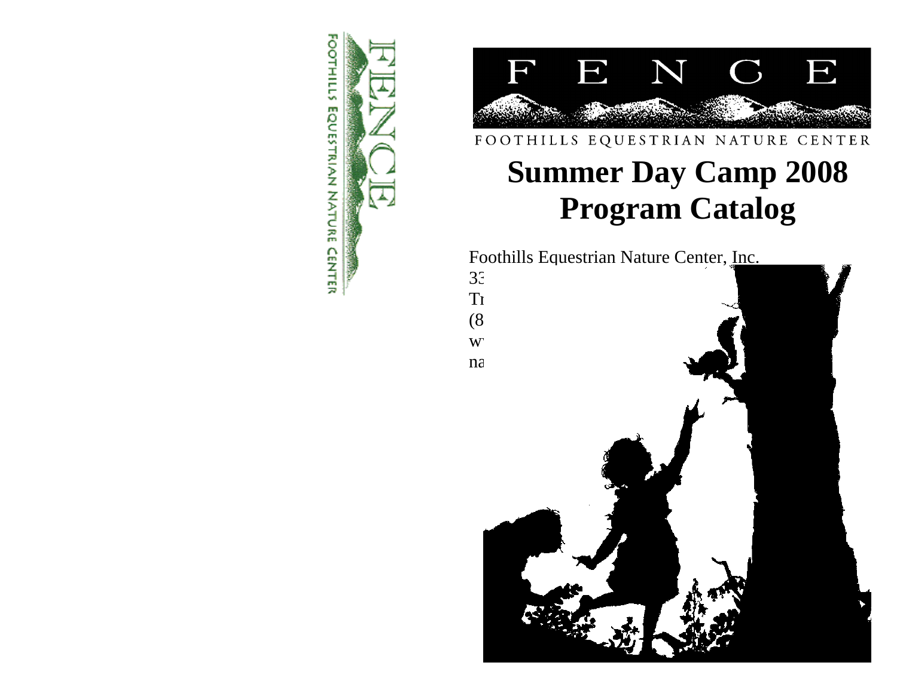FENCE

FOOTHILLS EQUESTRIAN NATURE CENTER

# Summer Day Camp 2008 Program Catalog

Foothills Equestrian Nature Center, Inc.

33

Tr

(8

w

na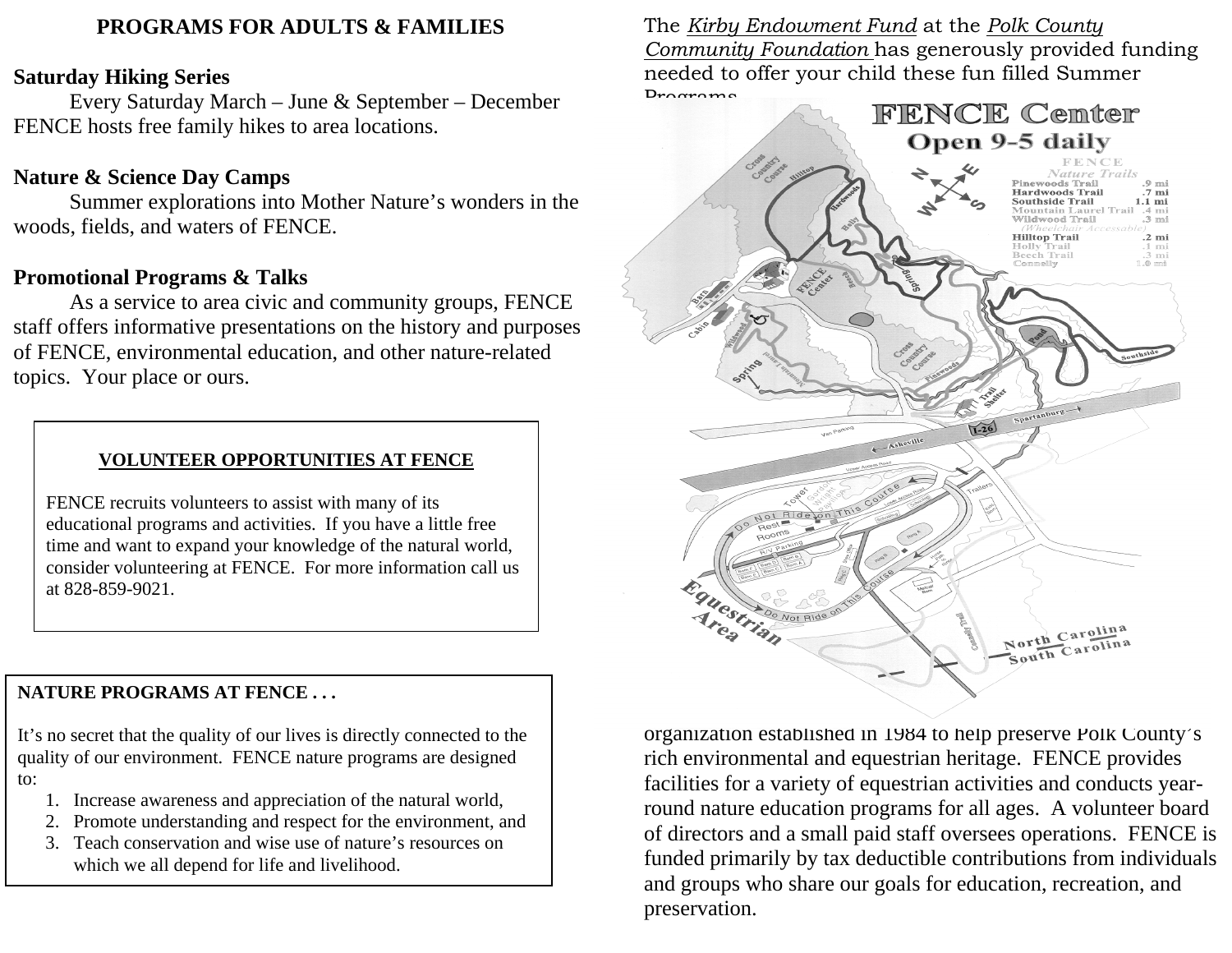# PROGRAMS FOR ADULTS & FAMILIES

**Saturday Hiking Series**

Every Saturday March – June & September – December FENCE hosts free family hikes to area locations.

**Nature & Science Day Camps**

Summer explorations into Mother Nature's wonders in the woods, fields, and waters of FENCE.

**Promotional Programs & Talks**

As a service to area civic and community groups, FENCE staff offers informative presentations on the history and purposes of FENCE, environmental education, and other nature-related topics. Your place or ours.

## VOLUNTEER OPPORTUNITIES AT FENCE

FENCE recruits volunteers to assist with many of its educational programs and activities. If you have a little free time and want to expand your knowledge of the natural world, consider volunteering at FENCE. For more information call us at 828-859-9021.

**NATURE PROGRAMS AT FENCE . . .**

It's no secret that the quality of our lives is directly connected to the quality of our environment. FENCE nature programs are designed to:

1. Increase awareness and appreciation of the natural world,
2. Promote understanding and respect for the environment, and
3. Teach conservation and wise use of nature's resources on which we all depend for life and livelihood.

The *Kirby Endowment Fund* at the *Polk County Community Foundation* has generously provided funding needed to offer your child these fun filled Summer Programs.

**FENCE Center**
**Open 9-5 daily**

FENCE *Nature Trails*

| Trail | Length |
|---|---|
| Pinewoods Trail | .9 mi |
| Hardwoods Trail | .7 mi |
| Southside Trail | 1.1 mi |
| Mountain Laurel Trail | .4 mi |
| Wildwood Trail (Wheelchair Accessable) | .3 mi |
| Hilltop Trail | .2 mi |
| Holly Trail | .1 mi |
| Beech Trail | .3 mi |
| Connelly | 1.0 mi |

organization established in 1984 to help preserve Polk County's rich environmental and equestrian heritage. FENCE provides facilities for a variety of equestrian activities and conducts year-round nature education programs for all ages. A volunteer board of directors and a small paid staff oversees operations. FENCE is funded primarily by tax deductible contributions from individuals and groups who share our goals for education, recreation, and preservation.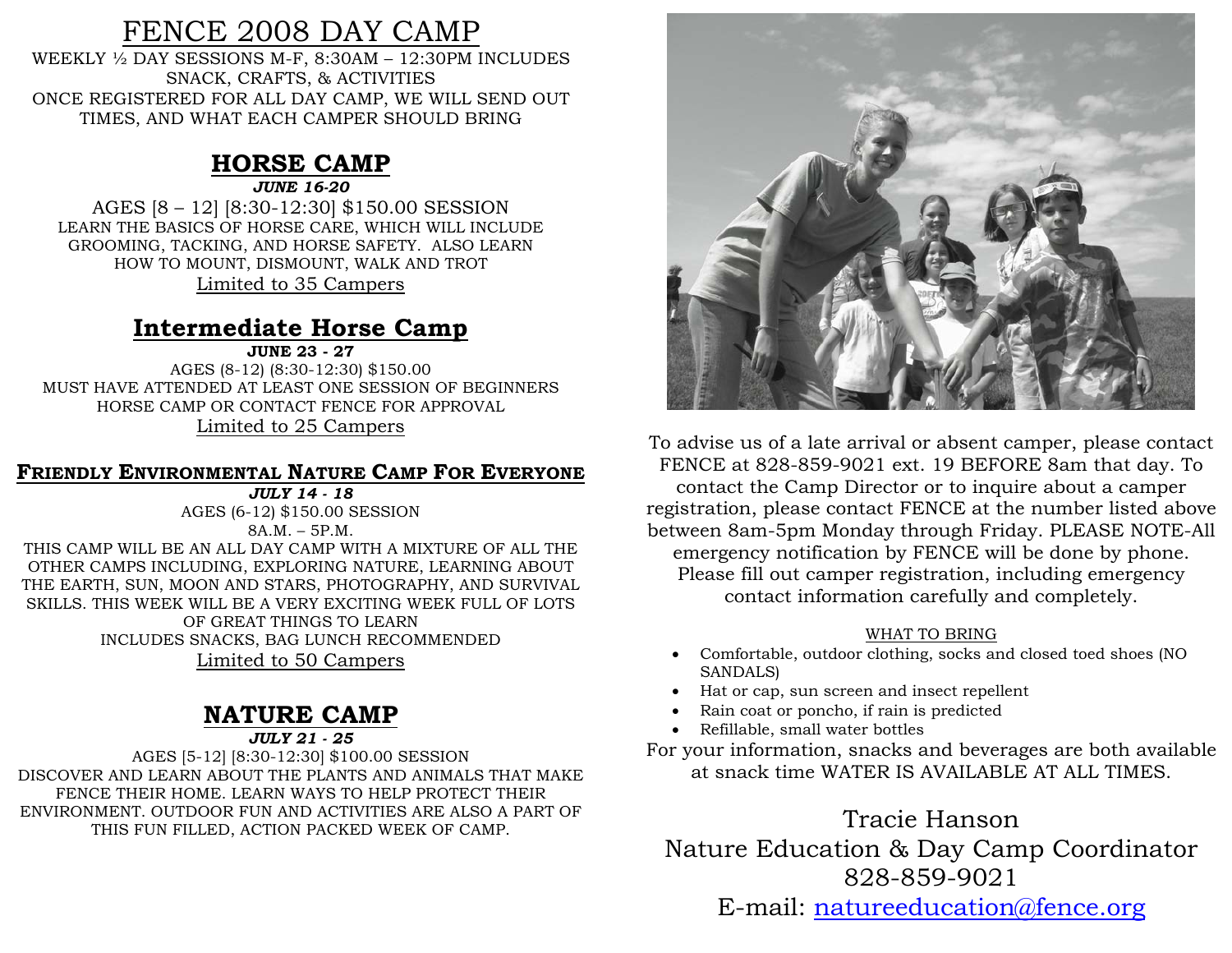# FENCE 2008 DAY CAMP

WEEKLY ½ DAY SESSIONS M-F, 8:30AM – 12:30PM INCLUDES SNACK, CRAFTS, & ACTIVITIES
ONCE REGISTERED FOR ALL DAY CAMP, WE WILL SEND OUT TIMES, AND WHAT EACH CAMPER SHOULD BRING

## HORSE CAMP

***JUNE 16-20***

AGES [8 – 12] [8:30-12:30] $150.00 SESSION
LEARN THE BASICS OF HORSE CARE, WHICH WILL INCLUDE GROOMING, TACKING, AND HORSE SAFETY. ALSO LEARN HOW TO MOUNT, DISMOUNT, WALK AND TROT
Limited to 35 Campers

## Intermediate Horse Camp

**JUNE 23 - 27**

AGES (8-12) (8:30-12:30) $150.00
MUST HAVE ATTENDED AT LEAST ONE SESSION OF BEGINNERS HORSE CAMP OR CONTACT FENCE FOR APPROVAL
Limited to 25 Campers

## FRIENDLY ENVIRONMENTAL NATURE CAMP FOR EVERYONE

***JULY 14 - 18***

AGES (6-12) $150.00 SESSION
8A.M. – 5P.M.
THIS CAMP WILL BE AN ALL DAY CAMP WITH A MIXTURE OF ALL THE OTHER CAMPS INCLUDING, EXPLORING NATURE, LEARNING ABOUT THE EARTH, SUN, MOON AND STARS, PHOTOGRAPHY, AND SURVIVAL SKILLS. THIS WEEK WILL BE A VERY EXCITING WEEK FULL OF LOTS OF GREAT THINGS TO LEARN
INCLUDES SNACKS, BAG LUNCH RECOMMENDED
Limited to 50 Campers

## NATURE CAMP

***JULY 21 - 25***

AGES [5-12] [8:30-12:30] $100.00 SESSION
DISCOVER AND LEARN ABOUT THE PLANTS AND ANIMALS THAT MAKE FENCE THEIR HOME. LEARN WAYS TO HELP PROTECT THEIR ENVIRONMENT. OUTDOOR FUN AND ACTIVITIES ARE ALSO A PART OF THIS FUN FILLED, ACTION PACKED WEEK OF CAMP.

To advise us of a late arrival or absent camper, please contact FENCE at 828-859-9021 ext. 19 BEFORE 8am that day. To contact the Camp Director or to inquire about a camper registration, please contact FENCE at the number listed above between 8am-5pm Monday through Friday. PLEASE NOTE-All emergency notification by FENCE will be done by phone. Please fill out camper registration, including emergency contact information carefully and completely.

WHAT TO BRING

- Comfortable, outdoor clothing, socks and closed toed shoes (NO SANDALS)
- Hat or cap, sun screen and insect repellent
- Rain coat or poncho, if rain is predicted
- Refillable, small water bottles

For your information, snacks and beverages are both available at snack time WATER IS AVAILABLE AT ALL TIMES.

Tracie Hanson
Nature Education & Day Camp Coordinator
828-859-9021
E-mail: natureeducation@fence.org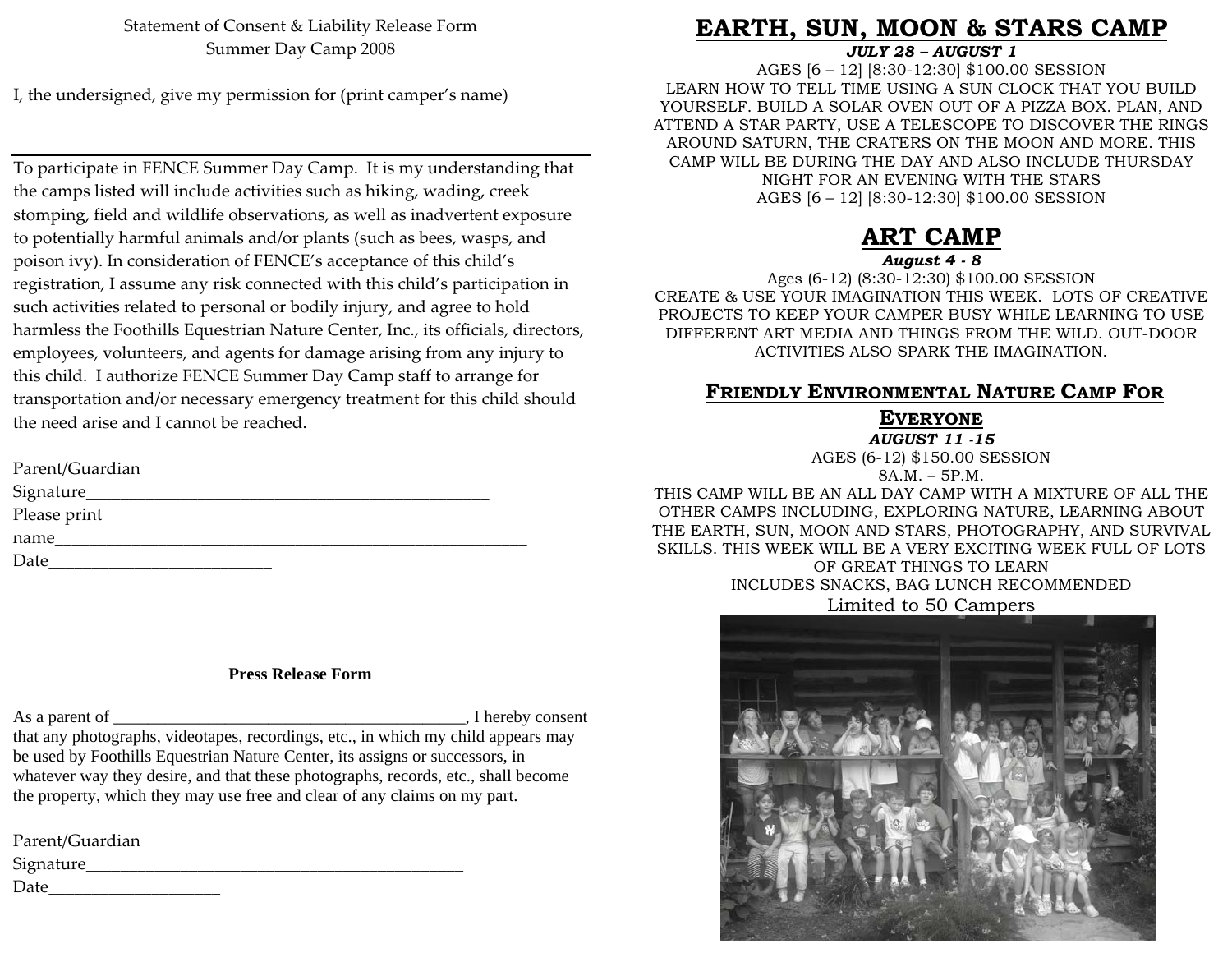Statement of Consent & Liability Release Form
Summer Day Camp 2008

I, the undersigned, give my permission for (print camper's name)

______________________________________________

To participate in FENCE Summer Day Camp. It is my understanding that the camps listed will include activities such as hiking, wading, creek stomping, field and wildlife observations, as well as inadvertent exposure to potentially harmful animals and/or plants (such as bees, wasps, and poison ivy). In consideration of FENCE's acceptance of this child's registration, I assume any risk connected with this child's participation in such activities related to personal or bodily injury, and agree to hold harmless the Foothills Equestrian Nature Center, Inc., its officials, directors, employees, volunteers, and agents for damage arising from any injury to this child. I authorize FENCE Summer Day Camp staff to arrange for transportation and/or necessary emergency treatment for this child should the need arise and I cannot be reached.

Parent/Guardian
Signature_______________________________________________
Please print
name________________________________________________________
Date__________________________

**Press Release Form**

As a parent of __________________________________________, I hereby consent that any photographs, videotapes, recordings, etc., in which my child appears may be used by Foothills Equestrian Nature Center, its assigns or successors, in whatever way they desire, and that these photographs, records, etc., shall become the property, which they may use free and clear of any claims on my part.

Parent/Guardian
Signature____________________________________________
Date___________________

# EARTH, SUN, MOON & STARS CAMP

***JULY 28 – AUGUST 1***

AGES [6 – 12] [8:30-12:30] $100.00 SESSION

LEARN HOW TO TELL TIME USING A SUN CLOCK THAT YOU BUILD YOURSELF. BUILD A SOLAR OVEN OUT OF A PIZZA BOX. PLAN, AND ATTEND A STAR PARTY, USE A TELESCOPE TO DISCOVER THE RINGS AROUND SATURN, THE CRATERS ON THE MOON AND MORE. THIS CAMP WILL BE DURING THE DAY AND ALSO INCLUDE THURSDAY NIGHT FOR AN EVENING WITH THE STARS

AGES [6 – 12] [8:30-12:30] $100.00 SESSION

# ART CAMP

***August 4 - 8***

Ages (6-12) (8:30-12:30) $100.00 SESSION

CREATE & USE YOUR IMAGINATION THIS WEEK. LOTS OF CREATIVE PROJECTS TO KEEP YOUR CAMPER BUSY WHILE LEARNING TO USE DIFFERENT ART MEDIA AND THINGS FROM THE WILD. OUT-DOOR ACTIVITIES ALSO SPARK THE IMAGINATION.

## FRIENDLY ENVIRONMENTAL NATURE CAMP FOR EVERYONE

***AUGUST 11 -15***

AGES (6-12) $150.00 SESSION

8A.M. – 5P.M.

THIS CAMP WILL BE AN ALL DAY CAMP WITH A MIXTURE OF ALL THE OTHER CAMPS INCLUDING, EXPLORING NATURE, LEARNING ABOUT THE EARTH, SUN, MOON AND STARS, PHOTOGRAPHY, AND SURVIVAL SKILLS. THIS WEEK WILL BE A VERY EXCITING WEEK FULL OF LOTS OF GREAT THINGS TO LEARN

INCLUDES SNACKS, BAG LUNCH RECOMMENDED

Limited to 50 Campers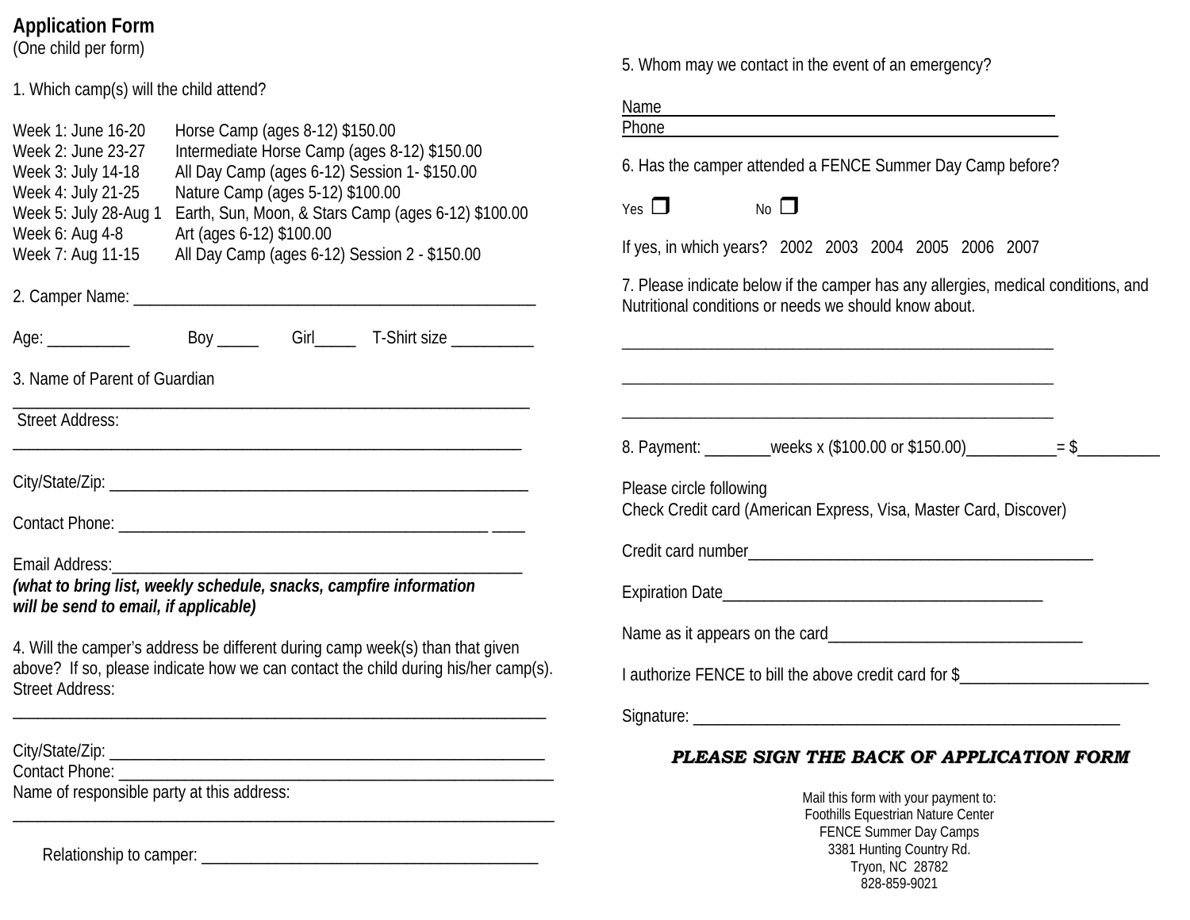# Application Form

(One child per form)

1. Which camp(s) will the child attend?

| | |
|---|---|
| Week 1: June 16-20 | Horse Camp (ages 8-12) $150.00 |
| Week 2: June 23-27 | Intermediate Horse Camp (ages 8-12) $150.00 |
| Week 3: July 14-18 | All Day Camp (ages 6-12) Session 1- $150.00 |
| Week 4: July 21-25 | Nature Camp (ages 5-12) $100.00 |
| Week 5: July 28-Aug 1 | Earth, Sun, Moon, & Stars Camp (ages 6-12) $100.00 |
| Week 6: Aug 4-8 | Art (ages 6-12) $100.00 |
| Week 7: Aug 11-15 | All Day Camp (ages 6-12) Session 2 - $150.00 |

2. Camper Name: ____________________________________________

Age: __________ Boy _____ Girl_____ T-Shirt size __________

3. Name of Parent of Guardian

____________________________________________________________

Street Address:

____________________________________________________________

City/State/Zip: ______________________________________________

Contact Phone: ______________________________________________ ____

Email Address:_______________________________________________

***(what to bring list, weekly schedule, snacks, campfire information will be send to email, if applicable)***

4. Will the camper's address be different during camp week(s) than that given above? If so, please indicate how we can contact the child during his/her camp(s).

Street Address:

____________________________________________________________

City/State/Zip: ______________________________________________

Contact Phone: ______________________________________________

Name of responsible party at this address:

____________________________________________________________

Relationship to camper: ______________________________________

5. Whom may we contact in the event of an emergency?

Name______________________________________________

Phone______________________________________________

6. Has the camper attended a FENCE Summer Day Camp before?

Yes ☐ No ☐

If yes, in which years? 2002 2003 2004 2005 2006 2007

7. Please indicate below if the camper has any allergies, medical conditions, and Nutritional conditions or needs we should know about.

____________________________________________________________

____________________________________________________________

____________________________________________________________

8. Payment: ________weeks x ($100.00 or $150.00)___________= $__________

Please circle following

Check Credit card (American Express, Visa, Master Card, Discover)

Credit card number_________________________________________

Expiration Date_____________________________________________

Name as it appears on the card_______________________________

I authorize FENCE to bill the above credit card for $_______________________

Signature: ___________________________________________________

***PLEASE SIGN THE BACK OF APPLICATION FORM***

Mail this form with your payment to:
Foothills Equestrian Nature Center
FENCE Summer Day Camps
3381 Hunting Country Rd.
Tryon, NC 28782
828-859-9021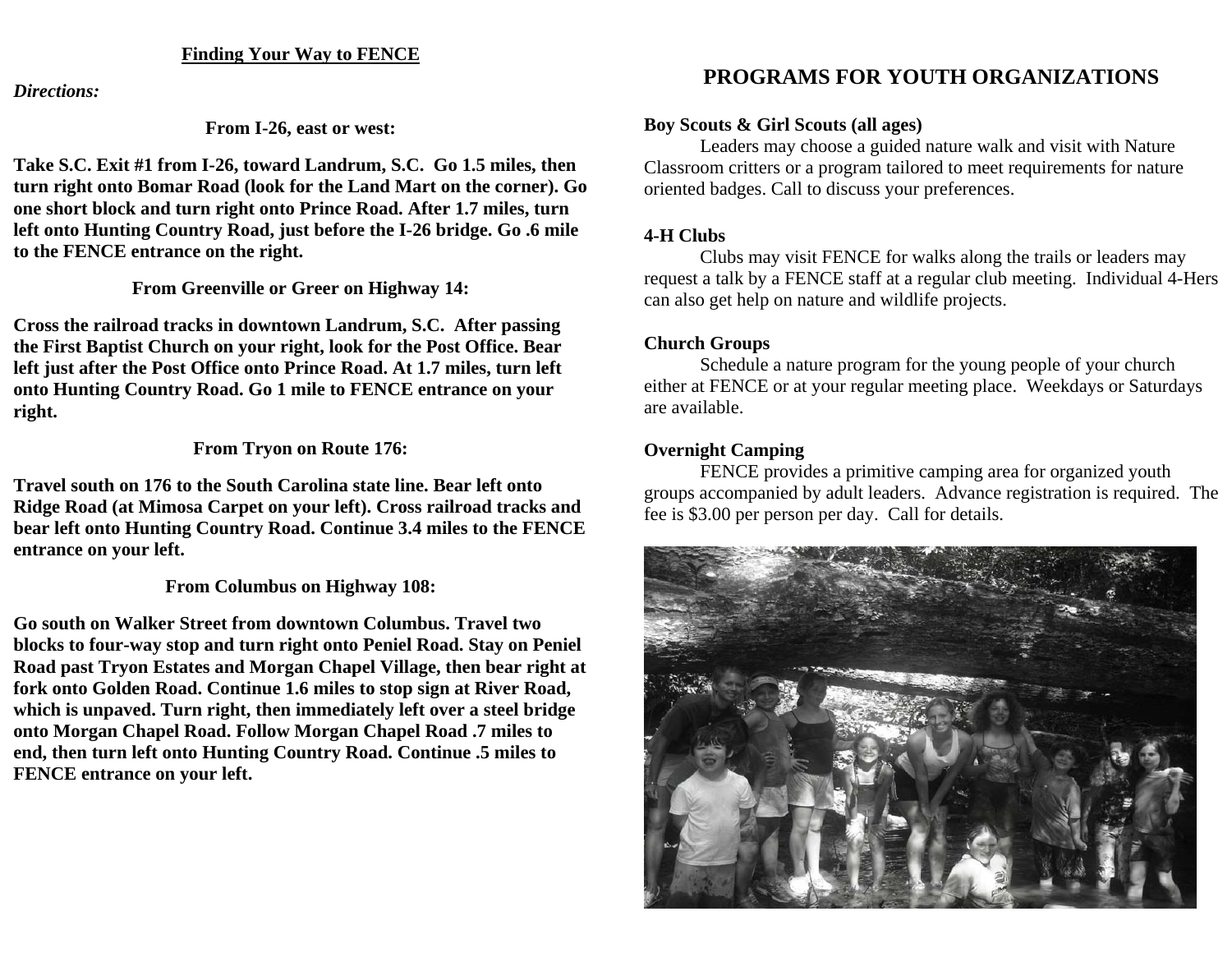## Finding Your Way to FENCE

*Directions:*

**From I-26, east or west:**

**Take S.C. Exit #1 from I-26, toward Landrum, S.C. Go 1.5 miles, then turn right onto Bomar Road (look for the Land Mart on the corner). Go one short block and turn right onto Prince Road. After 1.7 miles, turn left onto Hunting Country Road, just before the I-26 bridge. Go .6 mile to the FENCE entrance on the right.**

**From Greenville or Greer on Highway 14:**

**Cross the railroad tracks in downtown Landrum, S.C. After passing the First Baptist Church on your right, look for the Post Office. Bear left just after the Post Office onto Prince Road. At 1.7 miles, turn left onto Hunting Country Road. Go 1 mile to FENCE entrance on your right.**

**From Tryon on Route 176:**

**Travel south on 176 to the South Carolina state line. Bear left onto Ridge Road (at Mimosa Carpet on your left). Cross railroad tracks and bear left onto Hunting Country Road. Continue 3.4 miles to the FENCE entrance on your left.**

**From Columbus on Highway 108:**

**Go south on Walker Street from downtown Columbus. Travel two blocks to four-way stop and turn right onto Peniel Road. Stay on Peniel Road past Tryon Estates and Morgan Chapel Village, then bear right at fork onto Golden Road. Continue 1.6 miles to stop sign at River Road, which is unpaved. Turn right, then immediately left over a steel bridge onto Morgan Chapel Road. Follow Morgan Chapel Road .7 miles to end, then turn left onto Hunting Country Road. Continue .5 miles to FENCE entrance on your left.**

# PROGRAMS FOR YOUTH ORGANIZATIONS

**Boy Scouts & Girl Scouts (all ages)**

Leaders may choose a guided nature walk and visit with Nature Classroom critters or a program tailored to meet requirements for nature oriented badges. Call to discuss your preferences.

**4-H Clubs**

Clubs may visit FENCE for walks along the trails or leaders may request a talk by a FENCE staff at a regular club meeting. Individual 4-Hers can also get help on nature and wildlife projects.

**Church Groups**

Schedule a nature program for the young people of your church either at FENCE or at your regular meeting place. Weekdays or Saturdays are available.

**Overnight Camping**

FENCE provides a primitive camping area for organized youth groups accompanied by adult leaders. Advance registration is required. The fee is $3.00 per person per day. Call for details.